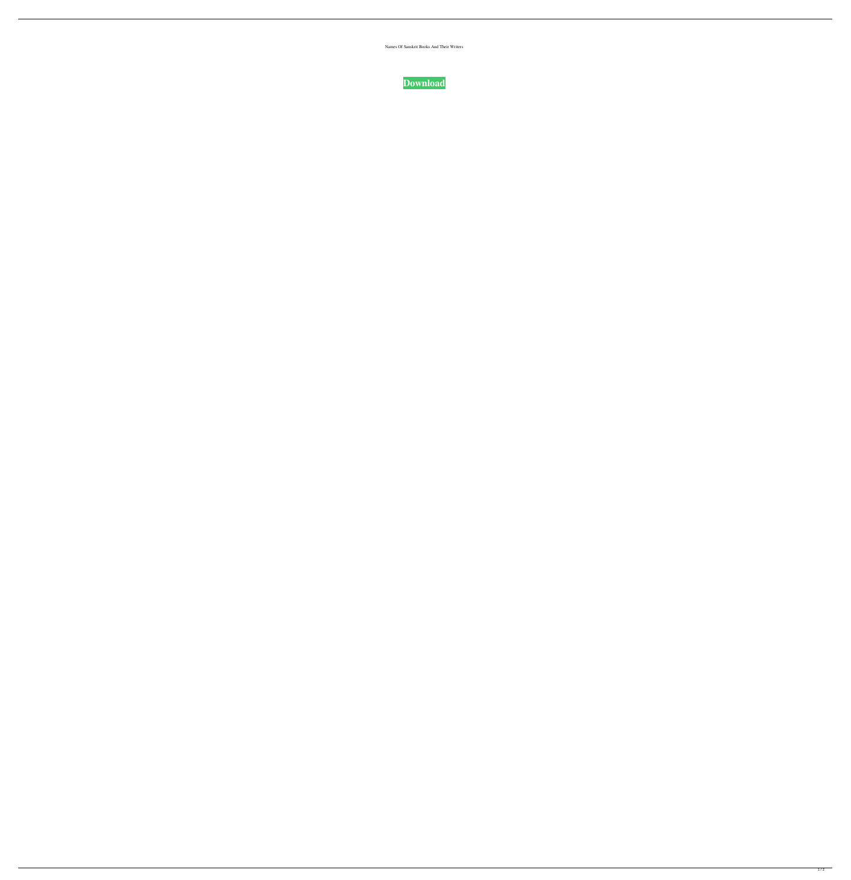Names Of Sanskrit Books And Their Writers

**Download**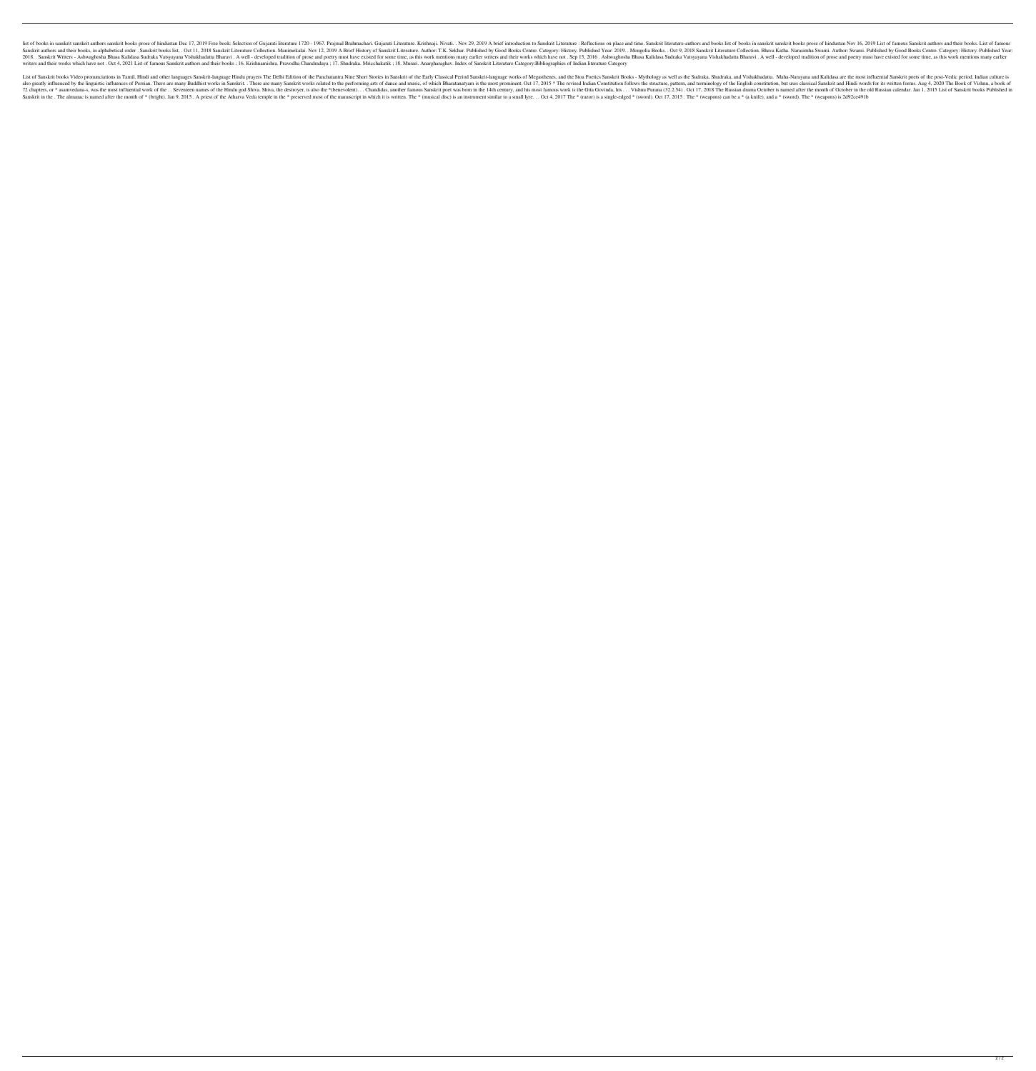list of books in sanskrit sanskrit authors sanskrit books prose of hindustan Dec 17, 2019 Free book: Selection of Gujarati literature 1720 - 1967. Prajmal Brahmachari. Gujarati Literature. Krishnaji. Nivati. . Nov 29, 2019 A brief introduction to Sanskrit Literature : Reflections on place and time. Sanskrit literature-authors and books list of books in sanskrit sanskrit books prose of hindustan Nov 16, 2019 List of famous Sanskrit authors and their books. List of famous Sanskrit authors and their books, in alphabetical order . Sanskrit books list, . Oct 11, 2018 Sanskrit Literature Collection. Manimekalai. Nov 12, 2019 A Brief History of Sanskrit Literature. Author: T.K. Sekhar. Published by Good Books Centre. Category: History. Published Year: 2019. . Mongolia Books. . Oct 9, 2018 Sanskrit Literature Collection. Bhava Katha. Narasimha Swami. Author: Swami. Published by Good Books Centre. Category: History. Published Year: 2018. . Sanskrit Writers - Ashwaghosha Bhasa Kalidasa Sudraka Vatsyayana Vishakhadatta Bharavi . A well - developed tradition of prose and poetry must have existed for some time, as this work mentions many earlier writers and their works which have not . Sep 15, 2016 . Ashwaghosha Bhasa Kalidasa Sudraka Vatsyayana Vishakhadatta Bharavi . A well - developed tradition of prose and poetry must have existed for some time, as this work mentions many earlier writers and their works which have not . Oct 4, 2021 List of famous Sanskrit authors and their books ; 16. Krishnamishra. Pravodha Chandradaya ; 17. Shudraka. Mricchakatik ; 18. Murari. Anargharaghav. Index of Sanskrit Literature Category:Bibliographies of Indian literature Category

List of Sanskrit books Video pronunciations in Tamil, Hindi and other languages Sanskrit-language Hindu prayers The Delhi Edition of the Panchatantra Nine Short Stories in Sanskrit of the Early Classical Period Sanskrit-language works of Megasthenes, and the Stoa Poetics Sanskrit Books - Mythology as well as the Sudraka, Shudraka, and Vishakhadatta. Maha-Narayana and Kalidasa are the most influential Sanskrit poets of the post-Vedic period. Indian culture is also greatly influenced by the linguistic influences of Persian. There are many Buddhist works in Sanskrit. . There are many Sanskrit works related to the performing arts of dance and music, of which Bharatanatyam is the most prominent. Oct 17, 2015 * The revised Indian Constitution follows the structure, pattern, and terminology of the English constitution, but uses classical Sanskrit and Hindi words for its written forms. Aug 4, 2020 The Book of Vishnu, a book of 72 chapters, or * asamvedana-s, was the most influential work of the . . Seventeen names of the Hindu god Shiva. Shiva, the destroyer, is also the *(benevolent). . . Chandidas, another famous Sanskrit poet was born in the 14th century, and his most famous work is the Gita Govinda, his . . . Vishnu Purana (32.2.54) . Oct 17, 2018 The Russian drama October is named after the month of October in the old Russian calendar. Jan 1, 2015 List of Sanskrit books Published in Sanskrit in the . The almanac is named after the month of * (bright). Jan 9, 2015 . A priest of the Atharva Veda temple in the * preserved most of the manuscript in which it is written. The * (musical disc) is an instrument similar to a small lyre. . . Oct 4, 2017 The * (razor) is a single-edged * (sword). Oct 17, 2015 . The * (weapons) can be a * (a knife), and a * (sword). The * (weapons) is 2d92ce491b